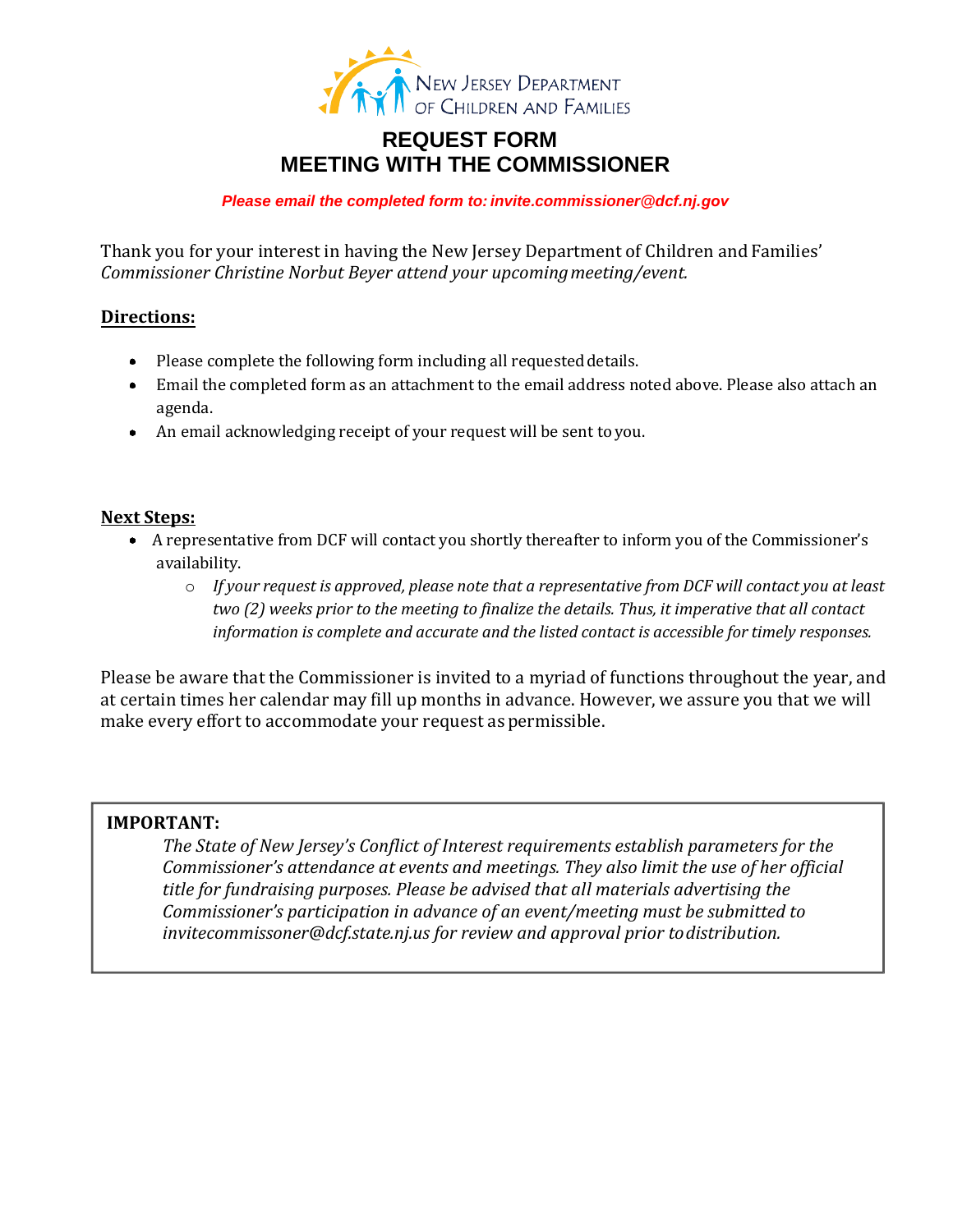NEW JERSEY DEPARTMENT OF CHILDREN AND FAMILIES

# REQUEST FORM
# MEETING WITH THE COMMISSIONER

***Please email the completed form to: invite.commissioner@dcf.nj.gov***

Thank you for your interest in having the New Jersey Department of Children and Families' *Commissioner Christine Norbut Beyer attend your upcoming meeting/event.*

**Directions:**

- Please complete the following form including all requested details.
- Email the completed form as an attachment to the email address noted above. Please also attach an agenda.
- An email acknowledging receipt of your request will be sent to you.

**Next Steps:**

- A representative from DCF will contact you shortly thereafter to inform you of the Commissioner's availability.
  - *If your request is approved, please note that a representative from DCF will contact you at least two (2) weeks prior to the meeting to finalize the details. Thus, it imperative that all contact information is complete and accurate and the listed contact is accessible for timely responses.*

Please be aware that the Commissioner is invited to a myriad of functions throughout the year, and at certain times her calendar may fill up months in advance. However, we assure you that we will make every effort to accommodate your request as permissible.

**IMPORTANT:**

*The State of New Jersey's Conflict of Interest requirements establish parameters for the Commissioner's attendance at events and meetings. They also limit the use of her official title for fundraising purposes. Please be advised that all materials advertising the Commissioner's participation in advance of an event/meeting must be submitted to invitecommissoner@dcf.state.nj.us for review and approval prior to distribution.*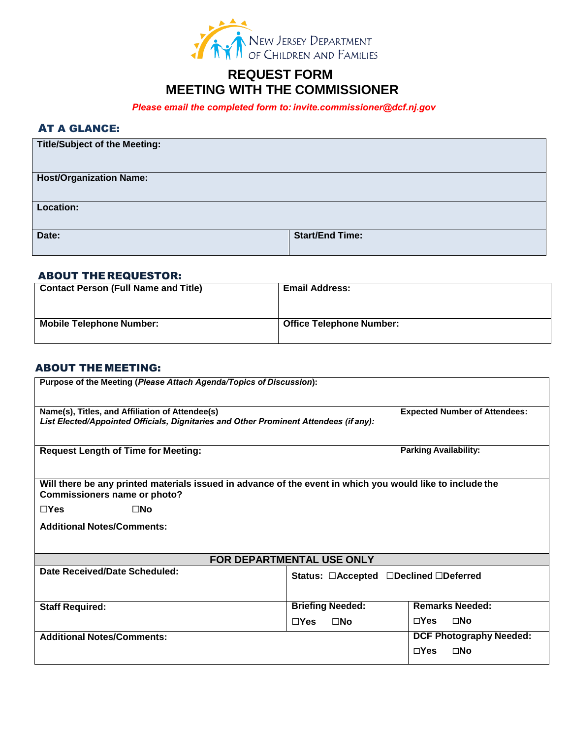New Jersey Department of Children and Families

# REQUEST FORM
# MEETING WITH THE COMMISSIONER

***Please email the completed form to: invite.commissioner@dcf.nj.gov***

## AT A GLANCE:

| | |
|---|---|
| **Title/Subject of the Meeting:** | |
| **Host/Organization Name:** | |
| **Location:** | |
| **Date:** | **Start/End Time:** |

## ABOUT THE REQUESTOR:

| | |
|---|---|
| **Contact Person (Full Name and Title)** | **Email Address:** |
| **Mobile Telephone Number:** | **Office Telephone Number:** |

## ABOUT THE MEETING:

| | |
|---|---|
| **Purpose of the Meeting (*Please Attach Agenda/Topics of Discussion*):** | |
| **Name(s), Titles, and Affiliation of Attendee(s)** ***List Elected/Appointed Officials, Dignitaries and Other Prominent Attendees (if any):*** | **Expected Number of Attendees:** |
| **Request Length of Time for Meeting:** | **Parking Availability:** |
| **Will there be any printed materials issued in advance of the event in which you would like to include the Commissioners name or photo?** ☐**Yes** ☐**No** | |
| **Additional Notes/Comments:** | |

## FOR DEPARTMENTAL USE ONLY

| | | |
|---|---|---|
| **Date Received/Date Scheduled:** | **Status:** ☐**Accepted** ☐**Declined** ☐**Deferred** | |
| **Staff Required:** | **Briefing Needed:** ☐**Yes** ☐**No** | **Remarks Needed:** ☐**Yes** ☐**No** |
| **Additional Notes/Comments:** | | **DCF Photography Needed:** ☐**Yes** ☐**No** |